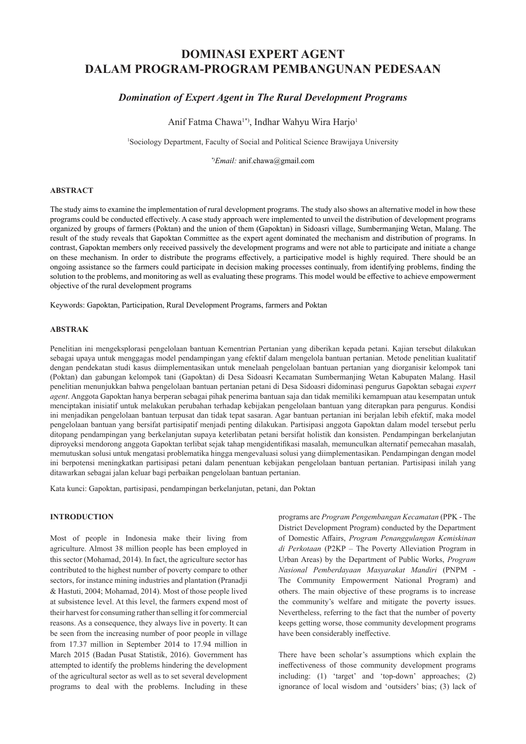# DOMINASI EXPERT AGENT DALAM PROGRAM-PROGRAM PEMBANGUNAN PEDESAAN

## *Domination of Expert Agent in The Rural Development Programs*

Anif Fatma Chawa[1*)], Indhar Wahyu Wira Harjo[1]

[1]Sociology Department, Faculty of Social and Political Science Brawijaya University

[*)]*Email:* anif.chawa@gmail.com

### ABSTRACT

The study aims to examine the implementation of rural development programs. The study also shows an alternative model in how these programs could be conducted effectively. A case study approach were implemented to unveil the distribution of development programs organized by groups of farmers (Poktan) and the union of them (Gapoktan) in Sidoasri village, Sumbermanjing Wetan, Malang. The result of the study reveals that Gapoktan Committee as the expert agent dominated the mechanism and distribution of programs. In contrast, Gapoktan members only received passively the development programs and were not able to participate and initiate a change on these mechanism. In order to distribute the programs effectively, a participative model is highly required. There should be an ongoing assistance so the farmers could participate in decision making processes continualy, from identifying problems, finding the solution to the problems, and monitoring as well as evaluating these programs. This model would be effective to achieve empowerment objective of the rural development programs

Keywords: Gapoktan, Participation, Rural Development Programs, farmers and Poktan

### ABSTRAK

Penelitian ini mengeksplorasi pengelolaan bantuan Kementrian Pertanian yang diberikan kepada petani. Kajian tersebut dilakukan sebagai upaya untuk menggagas model pendampingan yang efektif dalam mengelola bantuan pertanian. Metode penelitian kualitatif dengan pendekatan studi kasus diimplementasikan untuk menelaah pengelolaan bantuan pertanian yang diorganisir kelompok tani (Poktan) dan gabungan kelompok tani (Gapoktan) di Desa Sidoasri Kecamatan Sumbermanjing Wetan Kabupaten Malang. Hasil penelitian menunjukkan bahwa pengelolaan bantuan pertanian petani di Desa Sidoasri didominasi pengurus Gapoktan sebagai *expert agent*. Anggota Gapoktan hanya berperan sebagai pihak penerima bantuan saja dan tidak memiliki kemampuan atau kesempatan untuk menciptakan inisiatif untuk melakukan perubahan terhadap kebijakan pengelolaan bantuan yang diterapkan para pengurus. Kondisi ini menjadikan pengelolaan bantuan terpusat dan tidak tepat sasaran. Agar bantuan pertanian ini berjalan lebih efektif, maka model pengelolaan bantuan yang bersifat partisipatif menjadi penting dilakukan. Partisipasi anggota Gapoktan dalam model tersebut perlu ditopang pendampingan yang berkelanjutan supaya keterlibatan petani bersifat holistik dan konsisten. Pendampingan berkelanjutan diproyeksi mendorong anggota Gapoktan terlibat sejak tahap mengidentifikasi masalah, memunculkan alternatif pemecahan masalah, memutuskan solusi untuk mengatasi problematika hingga mengevaluasi solusi yang diimplementasikan. Pendampingan dengan model ini berpotensi meningkatkan partisipasi petani dalam penentuan kebijakan pengelolaan bantuan pertanian. Partisipasi inilah yang ditawarkan sebagai jalan keluar bagi perbaikan pengelolaan bantuan pertanian.

Kata kunci: Gapoktan, partisipasi, pendampingan berkelanjutan, petani, dan Poktan

### INTRODUCTION

Most of people in Indonesia make their living from agriculture. Almost 38 million people has been employed in this sector (Mohamad, 2014). In fact, the agriculture sector has contributed to the highest number of poverty compare to other sectors, for instance mining industries and plantation (Pranadji & Hastuti, 2004; Mohamad, 2014). Most of those people lived at subsistence level. At this level, the farmers expend most of their harvest for consuming rather than selling it for commercial reasons. As a consequence, they always live in poverty. It can be seen from the increasing number of poor people in village from 17.37 million in September 2014 to 17.94 million in March 2015 (Badan Pusat Statistik, 2016). Government has attempted to identify the problems hindering the development of the agricultural sector as well as to set several development programs to deal with the problems. Including in these programs are *Program Pengembangan Kecamatan* (PPK - The District Development Program) conducted by the Department of Domestic Affairs, *Program Penanggulangan Kemiskinan di Perkotaan* (P2KP – The Poverty Alleviation Program in Urban Areas) by the Department of Public Works, *Program Nasional Pemberdayaan Masyarakat Mandiri* (PNPM - The Community Empowerment National Program) and others. The main objective of these programs is to increase the community's welfare and mitigate the poverty issues. Nevertheless, referring to the fact that the number of poverty keeps getting worse, those community development programs have been considerably ineffective.

There have been scholar's assumptions which explain the ineffectiveness of those community development programs including: (1) 'target' and 'top-down' approaches; (2) ignorance of local wisdom and 'outsiders' bias; (3) lack of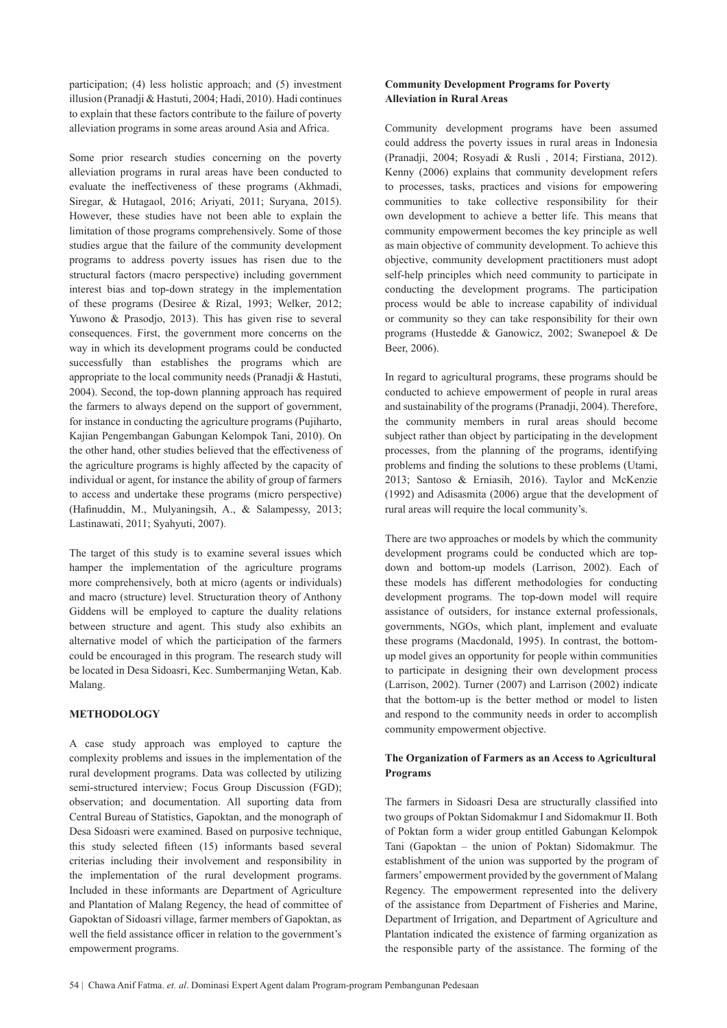participation; (4) less holistic approach; and (5) investment illusion (Pranadji & Hastuti, 2004; Hadi, 2010). Hadi continues to explain that these factors contribute to the failure of poverty alleviation programs in some areas around Asia and Africa.

Some prior research studies concerning on the poverty alleviation programs in rural areas have been conducted to evaluate the ineffectiveness of these programs (Akhmadi, Siregar, & Hutagaol, 2016; Ariyati, 2011; Suryana, 2015). However, these studies have not been able to explain the limitation of those programs comprehensively. Some of those studies argue that the failure of the community development programs to address poverty issues has risen due to the structural factors (macro perspective) including government interest bias and top-down strategy in the implementation of these programs (Desiree & Rizal, 1993; Welker, 2012; Yuwono & Prasodjo, 2013). This has given rise to several consequences. First, the government more concerns on the way in which its development programs could be conducted successfully than establishes the programs which are appropriate to the local community needs (Pranadji & Hastuti, 2004). Second, the top-down planning approach has required the farmers to always depend on the support of government, for instance in conducting the agriculture programs (Pujiharto, Kajian Pengembangan Gabungan Kelompok Tani, 2010). On the other hand, other studies believed that the effectiveness of the agriculture programs is highly affected by the capacity of individual or agent, for instance the ability of group of farmers to access and undertake these programs (micro perspective) (Hafinuddin, M., Mulyaningsih, A., & Salampessy, 2013; Lastinawati, 2011; Syahyuti, 2007).

The target of this study is to examine several issues which hamper the implementation of the agriculture programs more comprehensively, both at micro (agents or individuals) and macro (structure) level. Structuration theory of Anthony Giddens will be employed to capture the duality relations between structure and agent. This study also exhibits an alternative model of which the participation of the farmers could be encouraged in this program. The research study will be located in Desa Sidoasri, Kec. Sumbermanjing Wetan, Kab. Malang.

## METHODOLOGY

A case study approach was employed to capture the complexity problems and issues in the implementation of the rural development programs. Data was collected by utilizing semi-structured interview; Focus Group Discussion (FGD); observation; and documentation. All suporting data from Central Bureau of Statistics, Gapoktan, and the monograph of Desa Sidoasri were examined. Based on purposive technique, this study selected fifteen (15) informants based several criterias including their involvement and responsibility in the implementation of the rural development programs. Included in these informants are Department of Agriculture and Plantation of Malang Regency, the head of committee of Gapoktan of Sidoasri village, farmer members of Gapoktan, as well the field assistance officer in relation to the government's empowerment programs.

### Community Development Programs for Poverty Alleviation in Rural Areas

Community development programs have been assumed could address the poverty issues in rural areas in Indonesia (Pranadji, 2004; Rosyadi & Rusli , 2014; Firstiana, 2012). Kenny (2006) explains that community development refers to processes, tasks, practices and visions for empowering communities to take collective responsibility for their own development to achieve a better life. This means that community empowerment becomes the key principle as well as main objective of community development. To achieve this objective, community development practitioners must adopt self-help principles which need community to participate in conducting the development programs. The participation process would be able to increase capability of individual or community so they can take responsibility for their own programs (Hustedde & Ganowicz, 2002; Swanepoel & De Beer, 2006).

In regard to agricultural programs, these programs should be conducted to achieve empowerment of people in rural areas and sustainability of the programs (Pranadji, 2004). Therefore, the community members in rural areas should become subject rather than object by participating in the development processes, from the planning of the programs, identifying problems and finding the solutions to these problems (Utami, 2013; Santoso & Erniasih, 2016). Taylor and McKenzie (1992) and Adisasmita (2006) argue that the development of rural areas will require the local community's.

There are two approaches or models by which the community development programs could be conducted which are top-down and bottom-up models (Larrison, 2002). Each of these models has different methodologies for conducting development programs. The top-down model will require assistance of outsiders, for instance external professionals, governments, NGOs, which plant, implement and evaluate these programs (Macdonald, 1995). In contrast, the bottom-up model gives an opportunity for people within communities to participate in designing their own development process (Larrison, 2002). Turner (2007) and Larrison (2002) indicate that the bottom-up is the better method or model to listen and respond to the community needs in order to accomplish community empowerment objective.

### The Organization of Farmers as an Access to Agricultural Programs

The farmers in Sidoasri Desa are structurally classified into two groups of Poktan Sidomakmur I and Sidomakmur II. Both of Poktan form a wider group entitled Gabungan Kelompok Tani (Gapoktan – the union of Poktan) Sidomakmur. The establishment of the union was supported by the program of farmers' empowerment provided by the government of Malang Regency. The empowerment represented into the delivery of the assistance from Department of Fisheries and Marine, Department of Irrigation, and Department of Agriculture and Plantation indicated the existence of farming organization as the responsible party of the assistance. The forming of the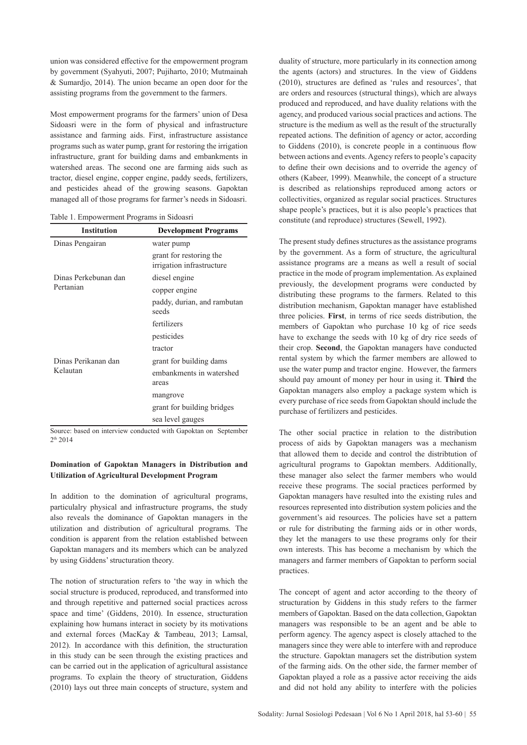union was considered effective for the empowerment program by government (Syahyuti, 2007; Pujiharto, 2010; Mutmainah & Sumardjo, 2014). The union became an open door for the assisting programs from the government to the farmers.

Most empowerment programs for the farmers' union of Desa Sidoasri were in the form of physical and infrastructure assistance and farming aids. First, infrastructure assistance programs such as water pump, grant for restoring the irrigation infrastructure, grant for building dams and embankments in watershed areas. The second one are farming aids such as tractor, diesel engine, copper engine, paddy seeds, fertilizers, and pesticides ahead of the growing seasons. Gapoktan managed all of those programs for farmer's needs in Sidoasri.

Table 1. Empowerment Programs in Sidoasri

| Institution | Development Programs |
|---|---|
| Dinas Pengairan | water pump |
| | grant for restoring the irrigation infrastructure |
| Dinas Perkebunan dan Pertanian | diesel engine |
| | copper engine |
| | paddy, durian, and rambutan seeds |
| | fertilizers |
| | pesticides |
| | tractor |
| Dinas Perikanan dan Kelautan | grant for building dams |
| | embankments in watershed areas |
| | mangrove |
| | grant for building bridges |
| | sea level gauges |

Source: based on interview conducted with Gapoktan on September 2th 2014

**Domination of Gapoktan Managers in Distribution and Utilization of Agricultural Development Program**

In addition to the domination of agricultural programs, particulalry physical and infrastructure programs, the study also reveals the dominance of Gapoktan managers in the utilization and distribution of agricultural programs. The condition is apparent from the relation established between Gapoktan managers and its members which can be analyzed by using Giddens' structuration theory.

The notion of structuration refers to 'the way in which the social structure is produced, reproduced, and transformed into and through repetitive and patterned social practices across space and time' (Giddens, 2010). In essence, structuration explaining how humans interact in society by its motivations and external forces (MacKay & Tambeau, 2013; Lamsal, 2012). In accordance with this definition, the structuration in this study can be seen through the existing practices and can be carried out in the application of agricultural assistance programs. To explain the theory of structuration, Giddens (2010) lays out three main concepts of structure, system and duality of structure, more particularly in its connection among the agents (actors) and structures. In the view of Giddens (2010), structures are defined as 'rules and resources', that are orders and resources (structural things), which are always produced and reproduced, and have duality relations with the agency, and produced various social practices and actions. The structure is the medium as well as the result of the structurally repeated actions. The definition of agency or actor, according to Giddens (2010), is concrete people in a continuous flow between actions and events. Agency refers to people's capacity to define their own decisions and to override the agency of others (Kabeer, 1999). Meanwhile, the concept of a structure is described as relationships reproduced among actors or collectivities, organized as regular social practices. Structures shape people's practices, but it is also people's practices that constitute (and reproduce) structures (Sewell, 1992).

The present study defines structures as the assistance programs by the government. As a form of structure, the agricultural assistance programs are a means as well a result of social practice in the mode of program implementation. As explained previously, the development programs were conducted by distributing these programs to the farmers. Related to this distribution mechanism, Gapoktan manager have established three policies. **First**, in terms of rice seeds distribution, the members of Gapoktan who purchase 10 kg of rice seeds have to exchange the seeds with 10 kg of dry rice seeds of their crop. **Second**, the Gapoktan managers have conducted rental system by which the farmer members are allowed to use the water pump and tractor engine. However, the farmers should pay amount of money per hour in using it. **Third** the Gapoktan managers also employ a package system which is every purchase of rice seeds from Gapoktan should include the purchase of fertilizers and pesticides.

The other social practice in relation to the distribution process of aids by Gapoktan managers was a mechanism that allowed them to decide and control the distribtution of agricultural programs to Gapoktan members. Additionally, these manager also select the farmer members who would receive these programs. The social practices performed by Gapoktan managers have resulted into the existing rules and resources represented into distribution system policies and the government's aid resources. The policies have set a pattern or rule for distributing the farming aids or in other words, they let the managers to use these programs only for their own interests. This has become a mechanism by which the managers and farmer members of Gapoktan to perform social practices.

The concept of agent and actor according to the theory of structuration by Giddens in this study refers to the farmer members of Gapoktan. Based on the data collection, Gapoktan managers was responsible to be an agent and be able to perform agency. The agency aspect is closely attached to the managers since they were able to interfere with and reproduce the structure. Gapoktan managers set the distribution system of the farming aids. On the other side, the farmer member of Gapoktan played a role as a passive actor receiving the aids and did not hold any ability to interfere with the policies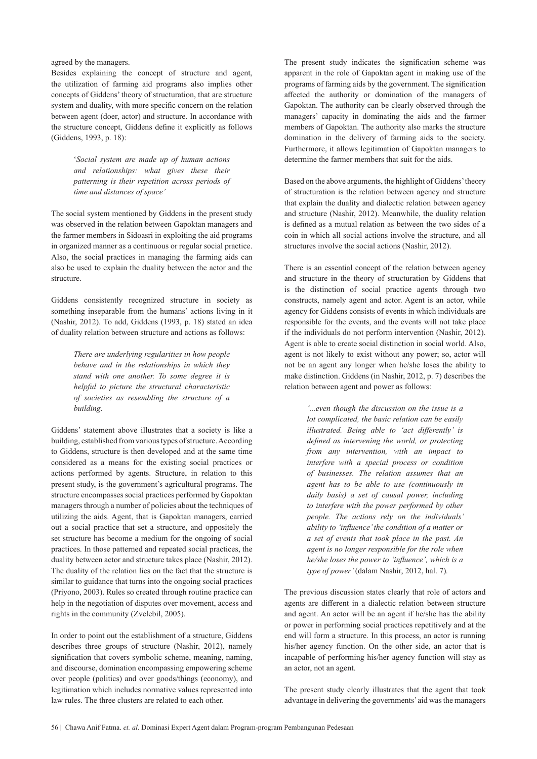agreed by the managers.

Besides explaining the concept of structure and agent, the utilization of farming aid programs also implies other concepts of Giddens' theory of structuration, that are structure system and duality, with more specific concern on the relation between agent (doer, actor) and structure. In accordance with the structure concept, Giddens define it explicitly as follows (Giddens, 1993, p. 18):

> '*Social system are made up of human actions and relationships: what gives these their patterning is their repetition across periods of time and distances of space'*

The social system mentioned by Giddens in the present study was observed in the relation between Gapoktan managers and the farmer members in Sidoasri in exploiting the aid programs in organized manner as a continuous or regular social practice. Also, the social practices in managing the farming aids can also be used to explain the duality between the actor and the structure.

Giddens consistently recognized structure in society as something inseparable from the humans' actions living in it (Nashir, 2012). To add, Giddens (1993, p. 18) stated an idea of duality relation between structure and actions as follows:

> *There are underlying regularities in how people behave and in the relationships in which they stand with one another. To some degree it is helpful to picture the structural characteristic of societies as resembling the structure of a building.*

Giddens' statement above illustrates that a society is like a building, established from various types of structure. According to Giddens, structure is then developed and at the same time considered as a means for the existing social practices or actions performed by agents. Structure, in relation to this present study, is the government's agricultural programs. The structure encompasses social practices performed by Gapoktan managers through a number of policies about the techniques of utilizing the aids. Agent, that is Gapoktan managers, carried out a social practice that set a structure, and oppositely the set structure has become a medium for the ongoing of social practices. In those patterned and repeated social practices, the duality between actor and structure takes place (Nashir, 2012). The duality of the relation lies on the fact that the structure is similar to guidance that turns into the ongoing social practices (Priyono, 2003). Rules so created through routine practice can help in the negotiation of disputes over movement, access and rights in the community (Zvelebil, 2005).

In order to point out the establishment of a structure, Giddens describes three groups of structure (Nashir, 2012), namely signification that covers symbolic scheme, meaning, naming, and discourse, domination encompassing empowering scheme over people (politics) and over goods/things (economy), and legitimation which includes normative values represented into law rules. The three clusters are related to each other.

The present study indicates the signification scheme was apparent in the role of Gapoktan agent in making use of the programs of farming aids by the government. The signification affected the authority or domination of the managers of Gapoktan. The authority can be clearly observed through the managers' capacity in dominating the aids and the farmer members of Gapoktan. The authority also marks the structure domination in the delivery of farming aids to the society. Furthermore, it allows legitimation of Gapoktan managers to determine the farmer members that suit for the aids.

Based on the above arguments, the highlight of Giddens' theory of structuration is the relation between agency and structure that explain the duality and dialectic relation between agency and structure (Nashir, 2012). Meanwhile, the duality relation is defined as a mutual relation as between the two sides of a coin in which all social actions involve the structure, and all structures involve the social actions (Nashir, 2012).

There is an essential concept of the relation between agency and structure in the theory of structuration by Giddens that is the distinction of social practice agents through two constructs, namely agent and actor. Agent is an actor, while agency for Giddens consists of events in which individuals are responsible for the events, and the events will not take place if the individuals do not perform intervention (Nashir, 2012). Agent is able to create social distinction in social world. Also, agent is not likely to exist without any power; so, actor will not be an agent any longer when he/she loses the ability to make distinction. Giddens (in Nashir, 2012, p. 7) describes the relation between agent and power as follows:

> *'...even though the discussion on the issue is a lot complicated, the basic relation can be easily illustrated. Being able to 'act differently' is defined as intervening the world, or protecting from any intervention, with an impact to interfere with a special process or condition of businesses. The relation assumes that an agent has to be able to use (continuously in daily basis) a set of causal power, including to interfere with the power performed by other people. The actions rely on the individuals' ability to 'influence' the condition of a matter or a set of events that took place in the past. An agent is no longer responsible for the role when he/she loses the power to 'influence', which is a type of power'* (dalam Nashir, 2012, hal. 7).

The previous discussion states clearly that role of actors and agents are different in a dialectic relation between structure and agent. An actor will be an agent if he/she has the ability or power in performing social practices repetitively and at the end will form a structure. In this process, an actor is running his/her agency function. On the other side, an actor that is incapable of performing his/her agency function will stay as an actor, not an agent.

The present study clearly illustrates that the agent that took advantage in delivering the governments' aid was the managers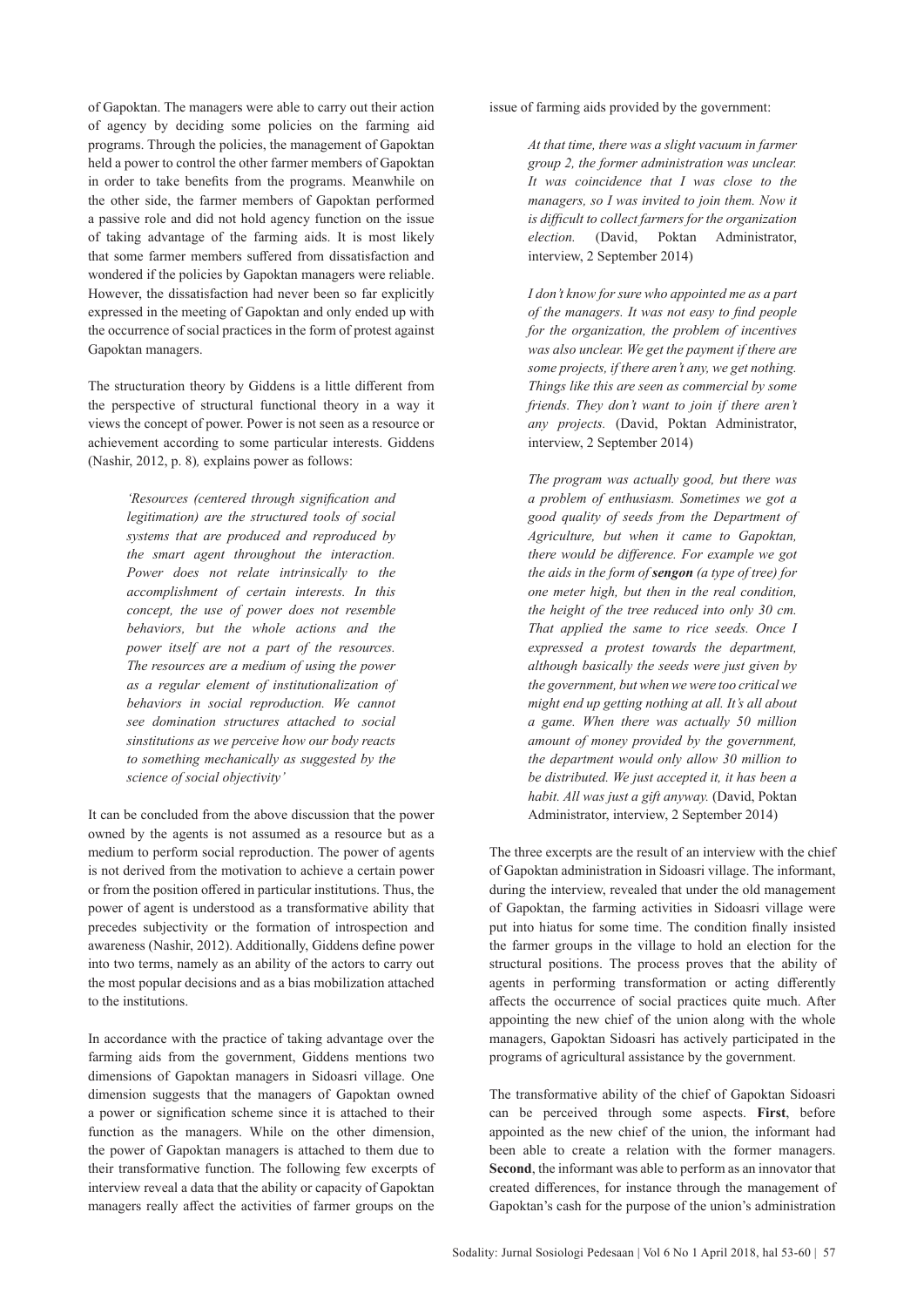of Gapoktan. The managers were able to carry out their action of agency by deciding some policies on the farming aid programs. Through the policies, the management of Gapoktan held a power to control the other farmer members of Gapoktan in order to take benefits from the programs. Meanwhile on the other side, the farmer members of Gapoktan performed a passive role and did not hold agency function on the issue of taking advantage of the farming aids. It is most likely that some farmer members suffered from dissatisfaction and wondered if the policies by Gapoktan managers were reliable. However, the dissatisfaction had never been so far explicitly expressed in the meeting of Gapoktan and only ended up with the occurrence of social practices in the form of protest against Gapoktan managers.

The structuration theory by Giddens is a little different from the perspective of structural functional theory in a way it views the concept of power. Power is not seen as a resource or achievement according to some particular interests. Giddens (Nashir, 2012, p. 8)*,* explains power as follows:

> *'Resources (centered through signification and legitimation) are the structured tools of social systems that are produced and reproduced by the smart agent throughout the interaction. Power does not relate intrinsically to the accomplishment of certain interests. In this concept, the use of power does not resemble behaviors, but the whole actions and the power itself are not a part of the resources. The resources are a medium of using the power as a regular element of institutionalization of behaviors in social reproduction. We cannot see domination structures attached to social sinstitutions as we perceive how our body reacts to something mechanically as suggested by the science of social objectivity'*

It can be concluded from the above discussion that the power owned by the agents is not assumed as a resource but as a medium to perform social reproduction. The power of agents is not derived from the motivation to achieve a certain power or from the position offered in particular institutions. Thus, the power of agent is understood as a transformative ability that precedes subjectivity or the formation of introspection and awareness (Nashir, 2012). Additionally, Giddens define power into two terms, namely as an ability of the actors to carry out the most popular decisions and as a bias mobilization attached to the institutions.

In accordance with the practice of taking advantage over the farming aids from the government, Giddens mentions two dimensions of Gapoktan managers in Sidoasri village. One dimension suggests that the managers of Gapoktan owned a power or signification scheme since it is attached to their function as the managers. While on the other dimension, the power of Gapoktan managers is attached to them due to their transformative function. The following few excerpts of interview reveal a data that the ability or capacity of Gapoktan managers really affect the activities of farmer groups on the issue of farming aids provided by the government:

> *At that time, there was a slight vacuum in farmer group 2, the former administration was unclear. It was coincidence that I was close to the managers, so I was invited to join them. Now it is difficult to collect farmers for the organization election.* (David, Poktan Administrator, interview, 2 September 2014)

> *I don't know for sure who appointed me as a part of the managers. It was not easy to find people for the organization, the problem of incentives was also unclear. We get the payment if there are some projects, if there aren't any, we get nothing. Things like this are seen as commercial by some friends. They don't want to join if there aren't any projects.* (David, Poktan Administrator, interview, 2 September 2014)

> *The program was actually good, but there was a problem of enthusiasm. Sometimes we got a good quality of seeds from the Department of Agriculture, but when it came to Gapoktan, there would be difference. For example we got the aids in the form of* ***sengon*** *(a type of tree) for one meter high, but then in the real condition, the height of the tree reduced into only 30 cm. That applied the same to rice seeds. Once I expressed a protest towards the department, although basically the seeds were just given by the government, but when we were too critical we might end up getting nothing at all. It's all about a game. When there was actually 50 million amount of money provided by the government, the department would only allow 30 million to be distributed. We just accepted it, it has been a habit. All was just a gift anyway.* (David, Poktan Administrator, interview, 2 September 2014)

The three excerpts are the result of an interview with the chief of Gapoktan administration in Sidoasri village. The informant, during the interview, revealed that under the old management of Gapoktan, the farming activities in Sidoasri village were put into hiatus for some time. The condition finally insisted the farmer groups in the village to hold an election for the structural positions. The process proves that the ability of agents in performing transformation or acting differently affects the occurrence of social practices quite much. After appointing the new chief of the union along with the whole managers, Gapoktan Sidoasri has actively participated in the programs of agricultural assistance by the government.

The transformative ability of the chief of Gapoktan Sidoasri can be perceived through some aspects. **First**, before appointed as the new chief of the union, the informant had been able to create a relation with the former managers. **Second**, the informant was able to perform as an innovator that created differences, for instance through the management of Gapoktan's cash for the purpose of the union's administration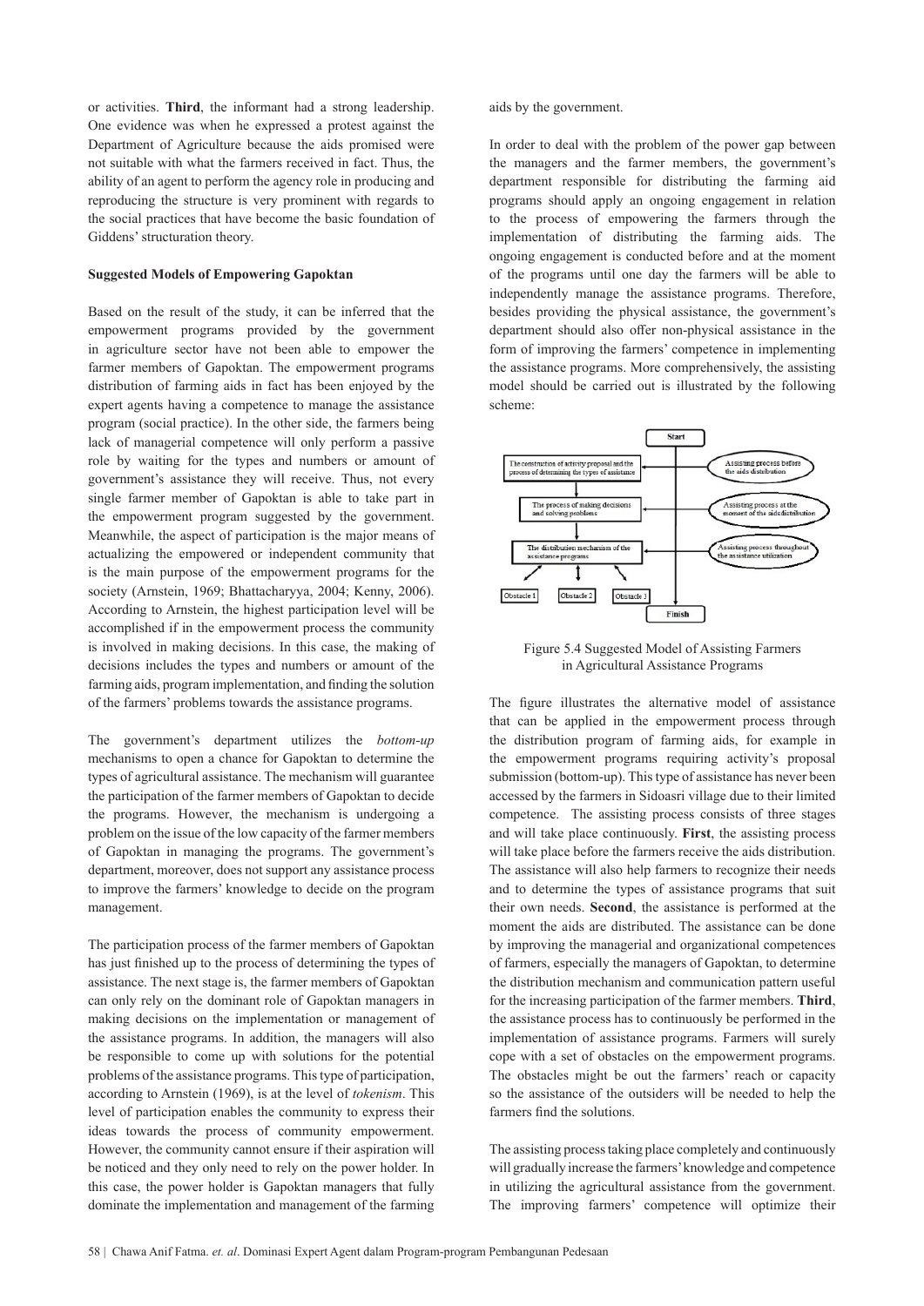or activities. **Third**, the informant had a strong leadership. One evidence was when he expressed a protest against the Department of Agriculture because the aids promised were not suitable with what the farmers received in fact. Thus, the ability of an agent to perform the agency role in producing and reproducing the structure is very prominent with regards to the social practices that have become the basic foundation of Giddens' structuration theory.

**Suggested Models of Empowering Gapoktan**

Based on the result of the study, it can be inferred that the empowerment programs provided by the government in agriculture sector have not been able to empower the farmer members of Gapoktan. The empowerment programs distribution of farming aids in fact has been enjoyed by the expert agents having a competence to manage the assistance program (social practice). In the other side, the farmers being lack of managerial competence will only perform a passive role by waiting for the types and numbers or amount of government's assistance they will receive. Thus, not every single farmer member of Gapoktan is able to take part in the empowerment program suggested by the government. Meanwhile, the aspect of participation is the major means of actualizing the empowered or independent community that is the main purpose of the empowerment programs for the society (Arnstein, 1969; Bhattacharyya, 2004; Kenny, 2006). According to Arnstein, the highest participation level will be accomplished if in the empowerment process the community is involved in making decisions. In this case, the making of decisions includes the types and numbers or amount of the farming aids, program implementation, and finding the solution of the farmers' problems towards the assistance programs.

The government's department utilizes the *bottom-up* mechanisms to open a chance for Gapoktan to determine the types of agricultural assistance. The mechanism will guarantee the participation of the farmer members of Gapoktan to decide the programs. However, the mechanism is undergoing a problem on the issue of the low capacity of the farmer members of Gapoktan in managing the programs. The government's department, moreover, does not support any assistance process to improve the farmers' knowledge to decide on the program management.

The participation process of the farmer members of Gapoktan has just finished up to the process of determining the types of assistance. The next stage is, the farmer members of Gapoktan can only rely on the dominant role of Gapoktan managers in making decisions on the implementation or management of the assistance programs. In addition, the managers will also be responsible to come up with solutions for the potential problems of the assistance programs. This type of participation, according to Arnstein (1969), is at the level of *tokenism*. This level of participation enables the community to express their ideas towards the process of community empowerment. However, the community cannot ensure if their aspiration will be noticed and they only need to rely on the power holder. In this case, the power holder is Gapoktan managers that fully dominate the implementation and management of the farming aids by the government.

In order to deal with the problem of the power gap between the managers and the farmer members, the government's department responsible for distributing the farming aid programs should apply an ongoing engagement in relation to the process of empowering the farmers through the implementation of distributing the farming aids. The ongoing engagement is conducted before and at the moment of the programs until one day the farmers will be able to independently manage the assistance programs. Therefore, besides providing the physical assistance, the government's department should also offer non-physical assistance in the form of improving the farmers' competence in implementing the assistance programs. More comprehensively, the assisting model should be carried out is illustrated by the following scheme:

Start

The construction of activity proposal and the process of determining the types of assistance — Assisting process before the aids distribution

The process of making decisions and solving problems — Assisting process at the moment of the aids distribution

The distribution mechanism of the assistance programs — Assisting process throughout the assistance utilization

Obstacle 1 | Obstacle 2 | Obstacle 3

Finish

Figure 5.4 Suggested Model of Assisting Farmers in Agricultural Assistance Programs

The figure illustrates the alternative model of assistance that can be applied in the empowerment process through the distribution program of farming aids, for example in the empowerment programs requiring activity's proposal submission (bottom-up). This type of assistance has never been accessed by the farmers in Sidoasri village due to their limited competence. The assisting process consists of three stages and will take place continuously. **First**, the assisting process will take place before the farmers receive the aids distribution. The assistance will also help farmers to recognize their needs and to determine the types of assistance programs that suit their own needs. **Second**, the assistance is performed at the moment the aids are distributed. The assistance can be done by improving the managerial and organizational competences of farmers, especially the managers of Gapoktan, to determine the distribution mechanism and communication pattern useful for the increasing participation of the farmer members. **Third**, the assistance process has to continuously be performed in the implementation of assistance programs. Farmers will surely cope with a set of obstacles on the empowerment programs. The obstacles might be out the farmers' reach or capacity so the assistance of the outsiders will be needed to help the farmers find the solutions.

The assisting process taking place completely and continuously will gradually increase the farmers' knowledge and competence in utilizing the agricultural assistance from the government. The improving farmers' competence will optimize their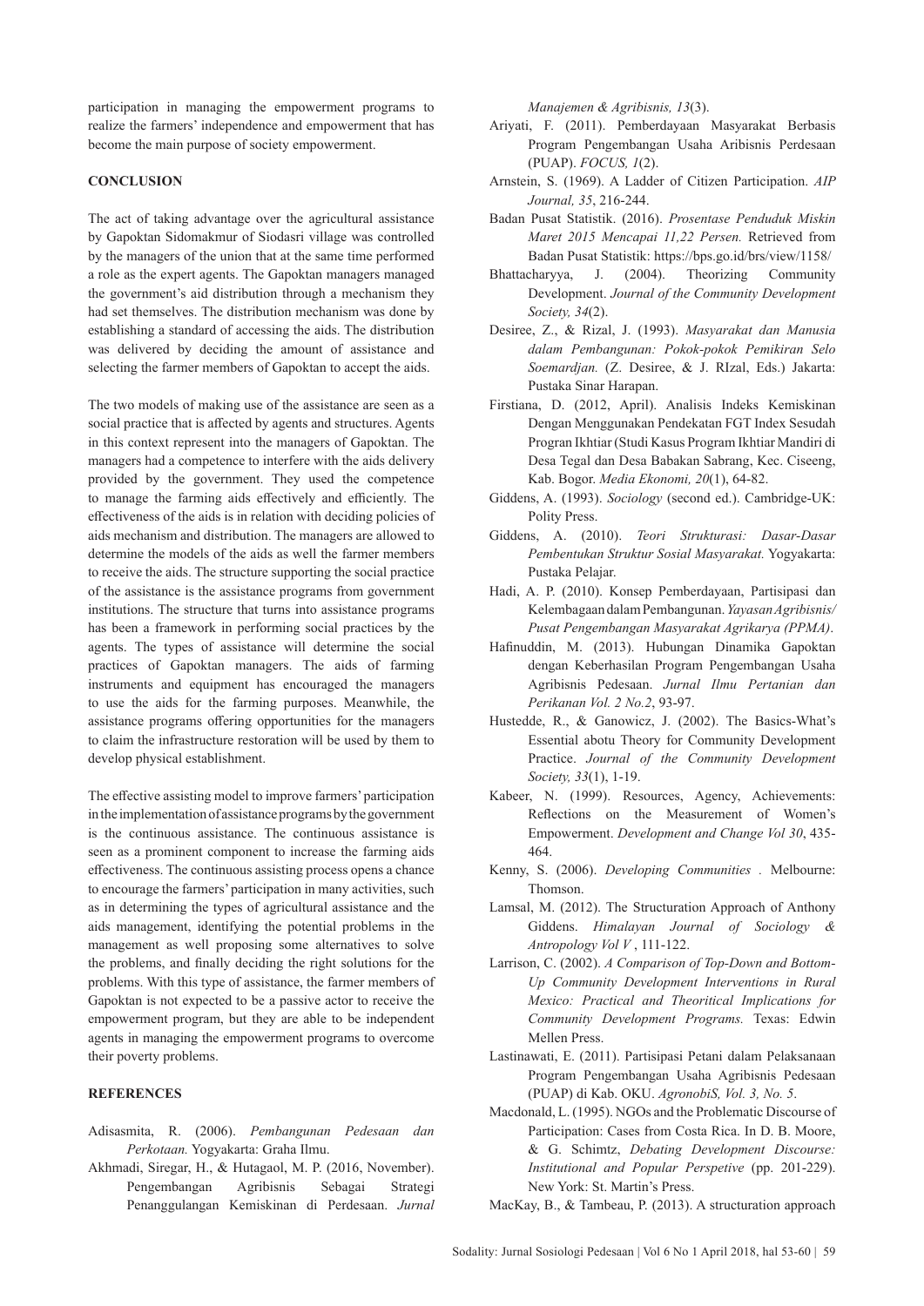participation in managing the empowerment programs to realize the farmers' independence and empowerment that has become the main purpose of society empowerment.

## CONCLUSION

The act of taking advantage over the agricultural assistance by Gapoktan Sidomakmur of Siodasri village was controlled by the managers of the union that at the same time performed a role as the expert agents. The Gapoktan managers managed the government's aid distribution through a mechanism they had set themselves. The distribution mechanism was done by establishing a standard of accessing the aids. The distribution was delivered by deciding the amount of assistance and selecting the farmer members of Gapoktan to accept the aids.

The two models of making use of the assistance are seen as a social practice that is affected by agents and structures. Agents in this context represent into the managers of Gapoktan. The managers had a competence to interfere with the aids delivery provided by the government. They used the competence to manage the farming aids effectively and efficiently. The effectiveness of the aids is in relation with deciding policies of aids mechanism and distribution. The managers are allowed to determine the models of the aids as well the farmer members to receive the aids. The structure supporting the social practice of the assistance is the assistance programs from government institutions. The structure that turns into assistance programs has been a framework in performing social practices by the agents. The types of assistance will determine the social practices of Gapoktan managers. The aids of farming instruments and equipment has encouraged the managers to use the aids for the farming purposes. Meanwhile, the assistance programs offering opportunities for the managers to claim the infrastructure restoration will be used by them to develop physical establishment.

The effective assisting model to improve farmers' participation in the implementation of assistance programs by the government is the continuous assistance. The continuous assistance is seen as a prominent component to increase the farming aids effectiveness. The continuous assisting process opens a chance to encourage the farmers' participation in many activities, such as in determining the types of agricultural assistance and the aids management, identifying the potential problems in the management as well proposing some alternatives to solve the problems, and finally deciding the right solutions for the problems. With this type of assistance, the farmer members of Gapoktan is not expected to be a passive actor to receive the empowerment program, but they are able to be independent agents in managing the empowerment programs to overcome their poverty problems.

## REFERENCES

Adisasmita, R. (2006). *Pembangunan Pedesaan dan Perkotaan.* Yogyakarta: Graha Ilmu.

Akhmadi, Siregar, H., & Hutagaol, M. P. (2016, November). Pengembangan Agribisnis Sebagai Strategi Penanggulangan Kemiskinan di Perdesaan. *Jurnal Manajemen & Agribisnis, 13*(3).

Ariyati, F. (2011). Pemberdayaan Masyarakat Berbasis Program Pengembangan Usaha Aribisnis Perdesaan (PUAP). *FOCUS, 1*(2).

Arnstein, S. (1969). A Ladder of Citizen Participation. *AIP Journal, 35*, 216-244.

Badan Pusat Statistik. (2016). *Prosentase Penduduk Miskin Maret 2015 Mencapai 11,22 Persen.* Retrieved from Badan Pusat Statistik: https://bps.go.id/brs/view/1158/

Bhattacharyya, J. (2004). Theorizing Community Development. *Journal of the Community Development Society, 34*(2).

Desiree, Z., & Rizal, J. (1993). *Masyarakat dan Manusia dalam Pembangunan: Pokok-pokok Pemikiran Selo Soemardjan.* (Z. Desiree, & J. RIzal, Eds.) Jakarta: Pustaka Sinar Harapan.

Firstiana, D. (2012, April). Analisis Indeks Kemiskinan Dengan Menggunakan Pendekatan FGT Index Sesudah Progran Ikhtiar (Studi Kasus Program Ikhtiar Mandiri di Desa Tegal dan Desa Babakan Sabrang, Kec. Ciseeng, Kab. Bogor. *Media Ekonomi, 20*(1), 64-82.

Giddens, A. (1993). *Sociology* (second ed.). Cambridge-UK: Polity Press.

Giddens, A. (2010). *Teori Strukturasi: Dasar-Dasar Pembentukan Struktur Sosial Masyarakat.* Yogyakarta: Pustaka Pelajar.

Hadi, A. P. (2010). Konsep Pemberdayaan, Partisipasi dan Kelembagaan dalam Pembangunan. *Yayasan Agribisnis/ Pusat Pengembangan Masyarakat Agrikarya (PPMA)*.

Hafinuddin, M. (2013). Hubungan Dinamika Gapoktan dengan Keberhasilan Program Pengembangan Usaha Agribisnis Pedesaan. *Jurnal Ilmu Pertanian dan Perikanan Vol. 2 No.2*, 93-97.

Hustedde, R., & Ganowicz, J. (2002). The Basics-What's Essential abotu Theory for Community Development Practice. *Journal of the Community Development Society, 33*(1), 1-19.

Kabeer, N. (1999). Resources, Agency, Achievements: Reflections on the Measurement of Women's Empowerment. *Development and Change Vol 30*, 435-464.

Kenny, S. (2006). *Developing Communities .* Melbourne: Thomson.

Lamsal, M. (2012). The Structuration Approach of Anthony Giddens. *Himalayan Journal of Sociology & Antropology Vol V* , 111-122.

Larrison, C. (2002). *A Comparison of Top-Down and Bottom-Up Community Development Interventions in Rural Mexico: Practical and Theoritical Implications for Community Development Programs.* Texas: Edwin Mellen Press.

Lastinawati, E. (2011). Partisipasi Petani dalam Pelaksanaan Program Pengembangan Usaha Agribisnis Pedesaan (PUAP) di Kab. OKU. *AgronobiS, Vol. 3, No. 5*.

Macdonald, L. (1995). NGOs and the Problematic Discourse of Participation: Cases from Costa Rica. In D. B. Moore, & G. Schimtz, *Debating Development Discourse: Institutional and Popular Perspective* (pp. 201-229). New York: St. Martin's Press.

MacKay, B., & Tambeau, P. (2013). A structuration approach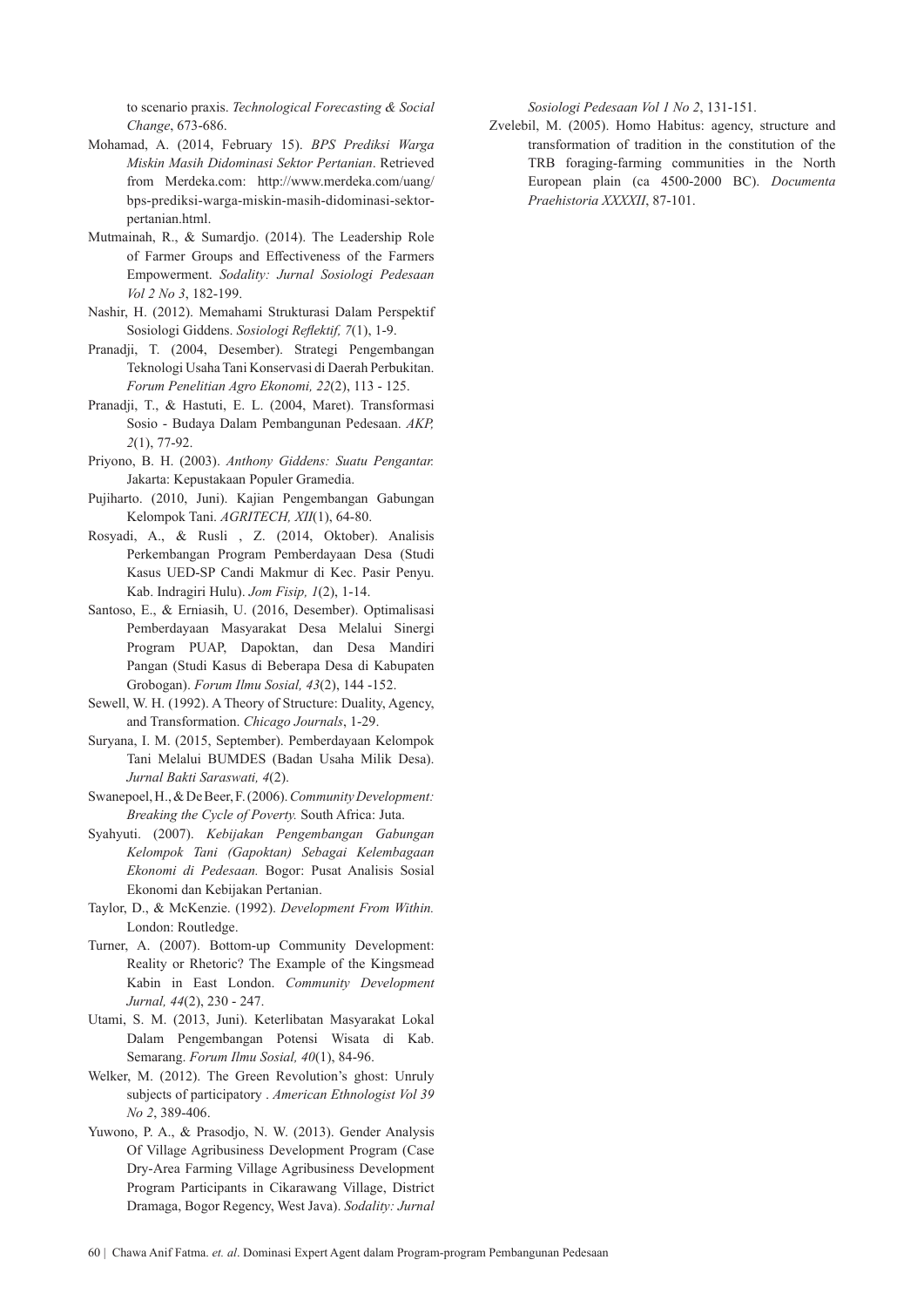to scenario praxis. *Technological Forecasting & Social Change*, 673-686.

Mohamad, A. (2014, February 15). *BPS Prediksi Warga Miskin Masih Didominasi Sektor Pertanian*. Retrieved from Merdeka.com: http://www.merdeka.com/uang/bps-prediksi-warga-miskin-masih-didominasi-sektor-pertanian.html.

Mutmainah, R., & Sumardjo. (2014). The Leadership Role of Farmer Groups and Effectiveness of the Farmers Empowerment. *Sodality: Jurnal Sosiologi Pedesaan Vol 2 No 3*, 182-199.

Nashir, H. (2012). Memahami Strukturasi Dalam Perspektif Sosiologi Giddens. *Sosiologi Reflektif, 7*(1), 1-9.

Pranadji, T. (2004, Desember). Strategi Pengembangan Teknologi Usaha Tani Konservasi di Daerah Perbukitan. *Forum Penelitian Agro Ekonomi, 22*(2), 113 - 125.

Pranadji, T., & Hastuti, E. L. (2004, Maret). Transformasi Sosio - Budaya Dalam Pembangunan Pedesaan. *AKP, 2*(1), 77-92.

Priyono, B. H. (2003). *Anthony Giddens: Suatu Pengantar.* Jakarta: Kepustakaan Populer Gramedia.

Pujiharto. (2010, Juni). Kajian Pengembangan Gabungan Kelompok Tani. *AGRITECH, XII*(1), 64-80.

Rosyadi, A., & Rusli , Z. (2014, Oktober). Analisis Perkembangan Program Pemberdayaan Desa (Studi Kasus UED-SP Candi Makmur di Kec. Pasir Penyu. Kab. Indragiri Hulu). *Jom Fisip, 1*(2), 1-14.

Santoso, E., & Erniasih, U. (2016, Desember). Optimalisasi Pemberdayaan Masyarakat Desa Melalui Sinergi Program PUAP, Dapoktan, dan Desa Mandiri Pangan (Studi Kasus di Beberapa Desa di Kabupaten Grobogan). *Forum Ilmu Sosial, 43*(2), 144 -152.

Sewell, W. H. (1992). A Theory of Structure: Duality, Agency, and Transformation. *Chicago Journals*, 1-29.

Suryana, I. M. (2015, September). Pemberdayaan Kelompok Tani Melalui BUMDES (Badan Usaha Milik Desa). *Jurnal Bakti Saraswati, 4*(2).

Swanepoel, H., & De Beer, F. (2006). *Community Development: Breaking the Cycle of Poverty.* South Africa: Juta.

Syahyuti. (2007). *Kebijakan Pengembangan Gabungan Kelompok Tani (Gapoktan) Sebagai Kelembagaan Ekonomi di Pedesaan.* Bogor: Pusat Analisis Sosial Ekonomi dan Kebijakan Pertanian.

Taylor, D., & McKenzie. (1992). *Development From Within.* London: Routledge.

Turner, A. (2007). Bottom-up Community Development: Reality or Rhetoric? The Example of the Kingsmead Kabin in East London. *Community Development Jurnal, 44*(2), 230 - 247.

Utami, S. M. (2013, Juni). Keterlibatan Masyarakat Lokal Dalam Pengembangan Potensi Wisata di Kab. Semarang. *Forum Ilmu Sosial, 40*(1), 84-96.

Welker, M. (2012). The Green Revolution's ghost: Unruly subjects of participatory . *American Ethnologist Vol 39 No 2*, 389-406.

Yuwono, P. A., & Prasodjo, N. W. (2013). Gender Analysis Of Village Agribusiness Development Program (Case Dry-Area Farming Village Agribusiness Development Program Participants in Cikarawang Village, District Dramaga, Bogor Regency, West Java). *Sodality: Jurnal Sosiologi Pedesaan Vol 1 No 2*, 131-151.

Zvelebil, M. (2005). Homo Habitus: agency, structure and transformation of tradition in the constitution of the TRB foraging-farming communities in the North European plain (ca 4500-2000 BC). *Documenta Praehistoria XXXXII*, 87-101.